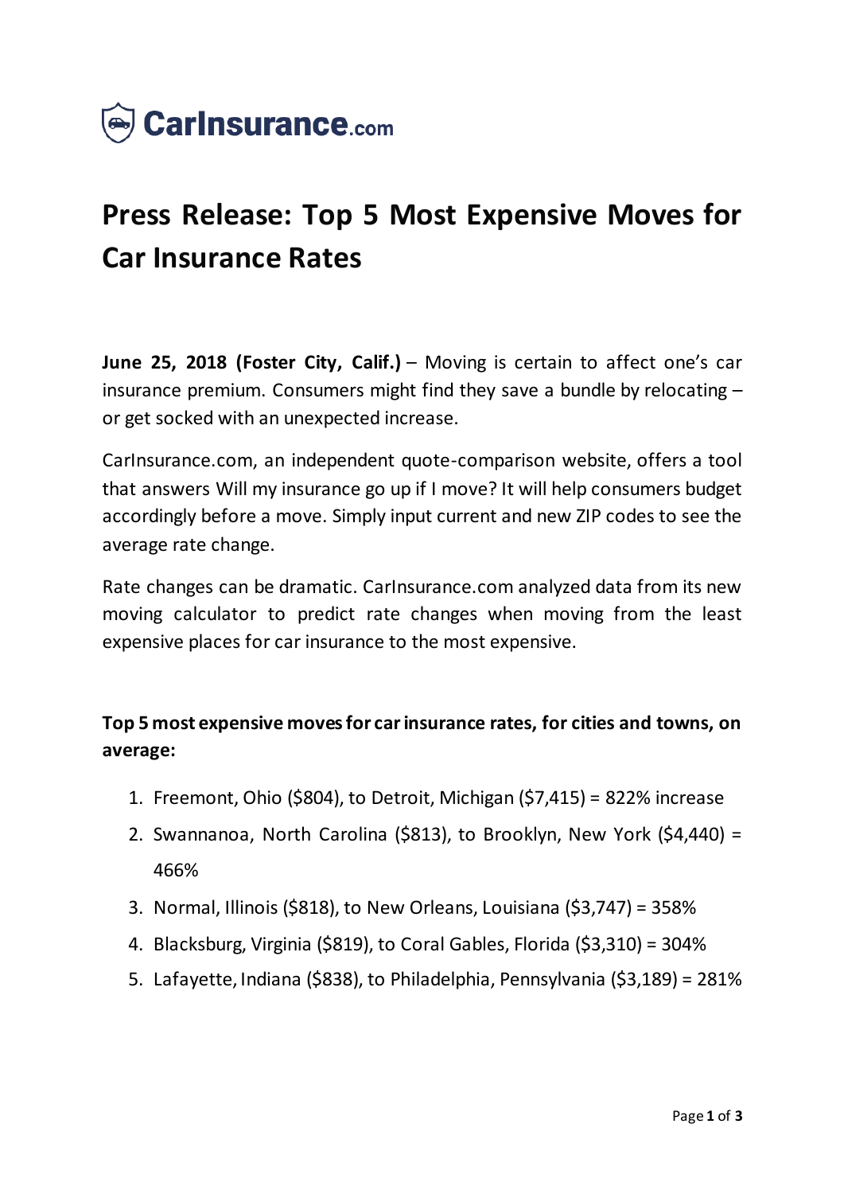CarInsurance.com

# Press Release: Top 5 Most Expensive Moves for Car Insurance Rates

**June 25, 2018 (Foster City, Calif.)** – Moving is certain to affect one's car insurance premium. Consumers might find they save a bundle by relocating – or get socked with an unexpected increase.

CarInsurance.com, an independent quote-comparison website, offers a tool that answers Will my insurance go up if I move? It will help consumers budget accordingly before a move. Simply input current and new ZIP codes to see the average rate change.

Rate changes can be dramatic. CarInsurance.com analyzed data from its new moving calculator to predict rate changes when moving from the least expensive places for car insurance to the most expensive.

**Top 5 most expensive moves for car insurance rates, for cities and towns, on average:**

1. Freemont, Ohio ($804), to Detroit, Michigan ($7,415) = 822% increase
2. Swannanoa, North Carolina ($813), to Brooklyn, New York ($4,440) = 466%
3. Normal, Illinois ($818), to New Orleans, Louisiana ($3,747) = 358%
4. Blacksburg, Virginia ($819), to Coral Gables, Florida ($3,310) = 304%
5. Lafayette, Indiana ($838), to Philadelphia, Pennsylvania ($3,189) = 281%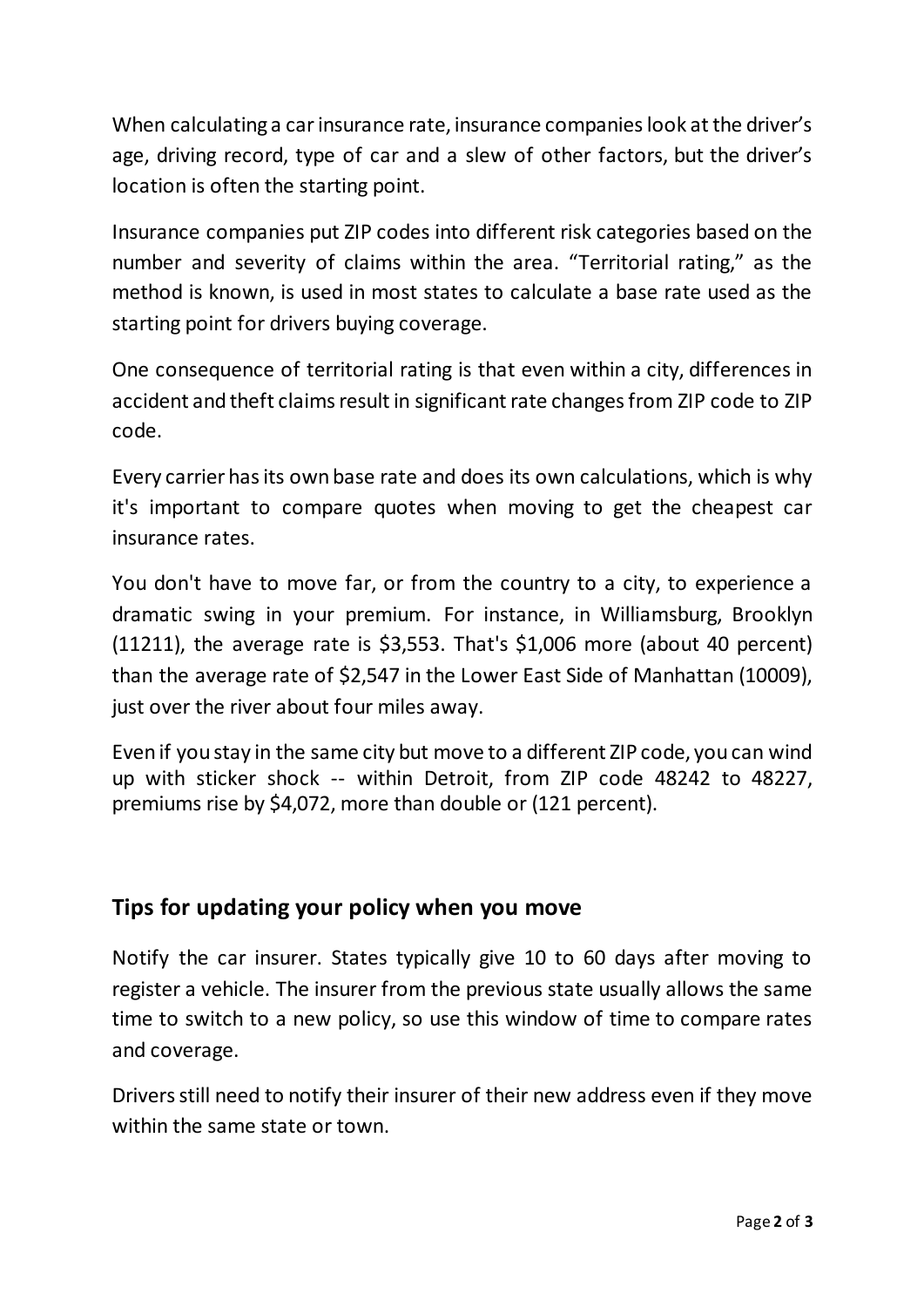When calculating a car insurance rate, insurance companies look at the driver's age, driving record, type of car and a slew of other factors, but the driver's location is often the starting point.

Insurance companies put ZIP codes into different risk categories based on the number and severity of claims within the area. "Territorial rating," as the method is known, is used in most states to calculate a base rate used as the starting point for drivers buying coverage.

One consequence of territorial rating is that even within a city, differences in accident and theft claims result in significant rate changes from ZIP code to ZIP code.

Every carrier has its own base rate and does its own calculations, which is why it's important to compare quotes when moving to get the cheapest car insurance rates.

You don't have to move far, or from the country to a city, to experience a dramatic swing in your premium. For instance, in Williamsburg, Brooklyn (11211), the average rate is $3,553. That's $1,006 more (about 40 percent) than the average rate of $2,547 in the Lower East Side of Manhattan (10009), just over the river about four miles away.

Even if you stay in the same city but move to a different ZIP code, you can wind up with sticker shock -- within Detroit, from ZIP code 48242 to 48227, premiums rise by $4,072, more than double or (121 percent).

## Tips for updating your policy when you move

Notify the car insurer. States typically give 10 to 60 days after moving to register a vehicle. The insurer from the previous state usually allows the same time to switch to a new policy, so use this window of time to compare rates and coverage.

Drivers still need to notify their insurer of their new address even if they move within the same state or town.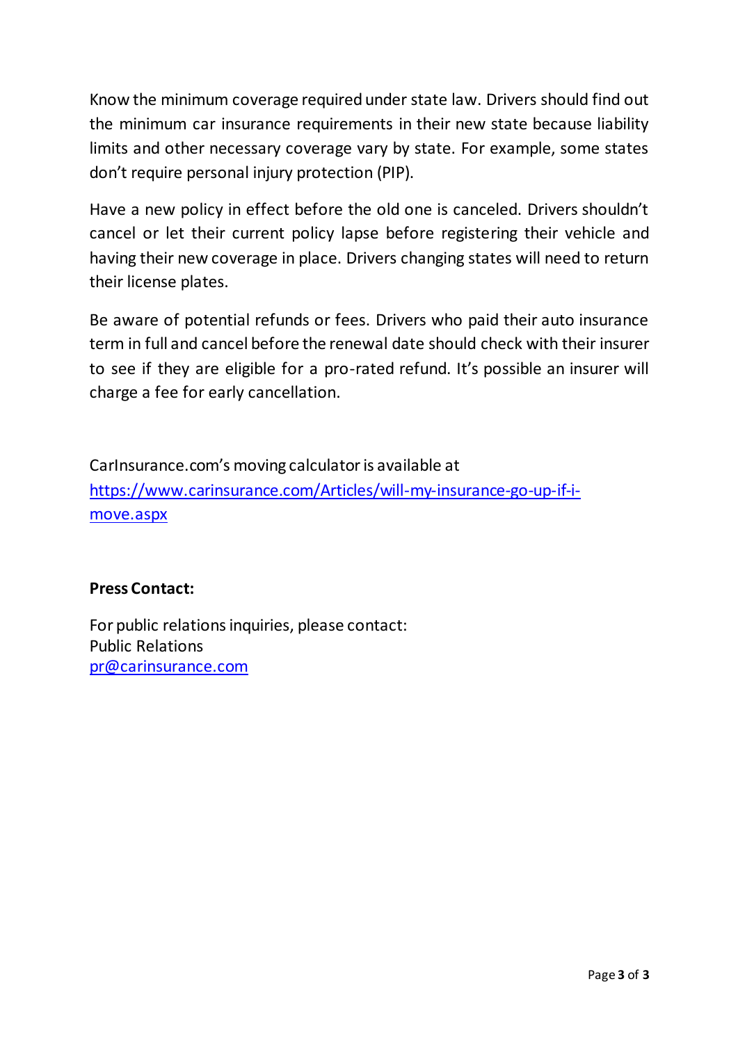Know the minimum coverage required under state law. Drivers should find out the minimum car insurance requirements in their new state because liability limits and other necessary coverage vary by state. For example, some states don't require personal injury protection (PIP).

Have a new policy in effect before the old one is canceled. Drivers shouldn't cancel or let their current policy lapse before registering their vehicle and having their new coverage in place. Drivers changing states will need to return their license plates.

Be aware of potential refunds or fees. Drivers who paid their auto insurance term in full and cancel before the renewal date should check with their insurer to see if they are eligible for a pro-rated refund. It's possible an insurer will charge a fee for early cancellation.

CarInsurance.com's moving calculator is available at
https://www.carinsurance.com/Articles/will-my-insurance-go-up-if-i-move.aspx

**Press Contact:**

For public relations inquiries, please contact:
Public Relations
pr@carinsurance.com